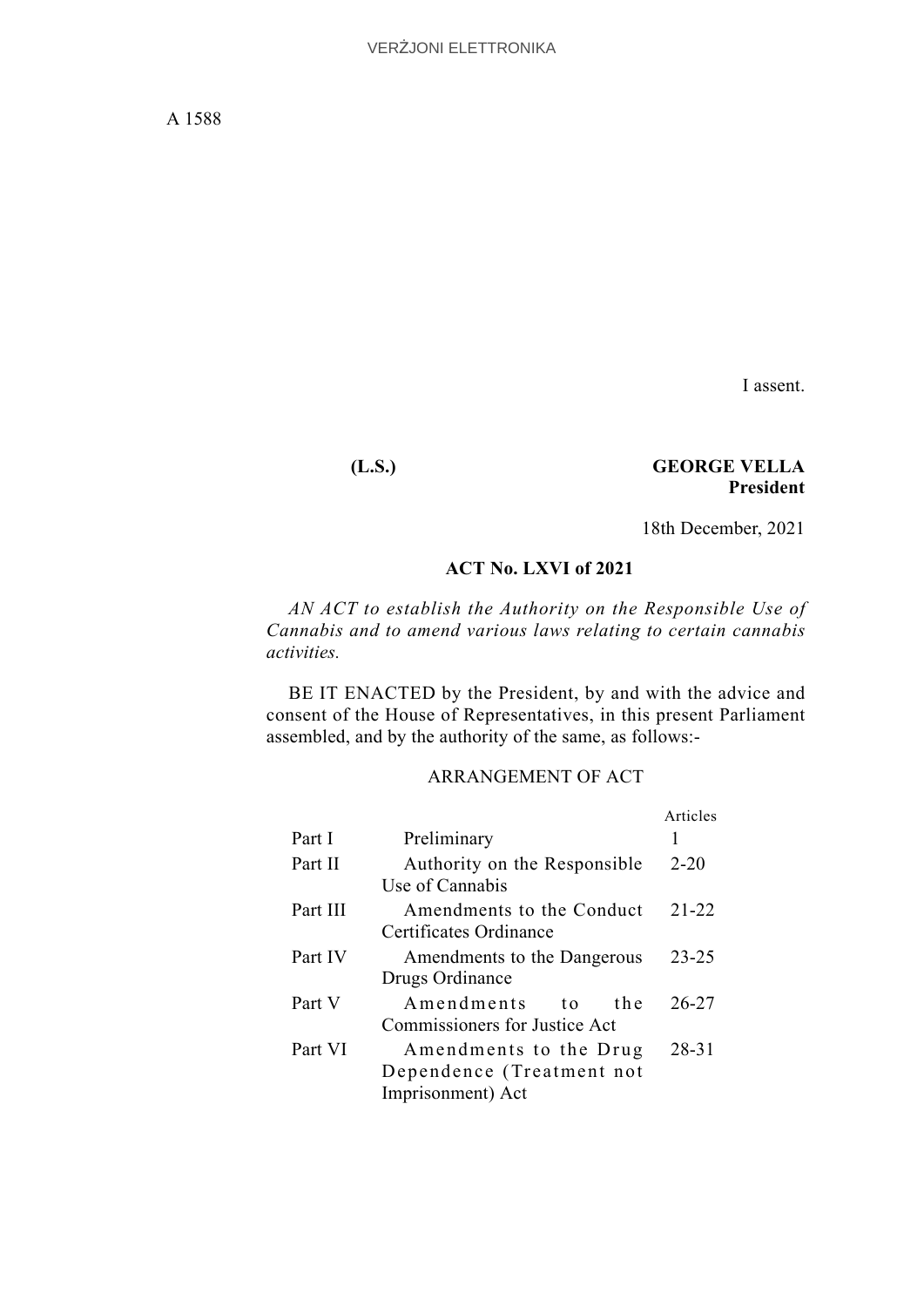I assent.

**(L.S.)** **GEORGE VELLA**
**President**

18th December, 2021

## ACT No. LXVI of 2021

*AN ACT to establish the Authority on the Responsible Use of Cannabis and to amend various laws relating to certain cannabis activities.*

BE IT ENACTED by the President, by and with the advice and consent of the House of Representatives, in this present Parliament assembled, and by the authority of the same, as follows:-

### ARRANGEMENT OF ACT

| | | Articles |
|---|---|---|
| Part I | Preliminary | 1 |
| Part II | Authority on the Responsible Use of Cannabis | 2-20 |
| Part III | Amendments to the Conduct Certificates Ordinance | 21-22 |
| Part IV | Amendments to the Dangerous Drugs Ordinance | 23-25 |
| Part V | Amendments to the Commissioners for Justice Act | 26-27 |
| Part VI | Amendments to the Drug Dependence (Treatment not Imprisonment) Act | 28-31 |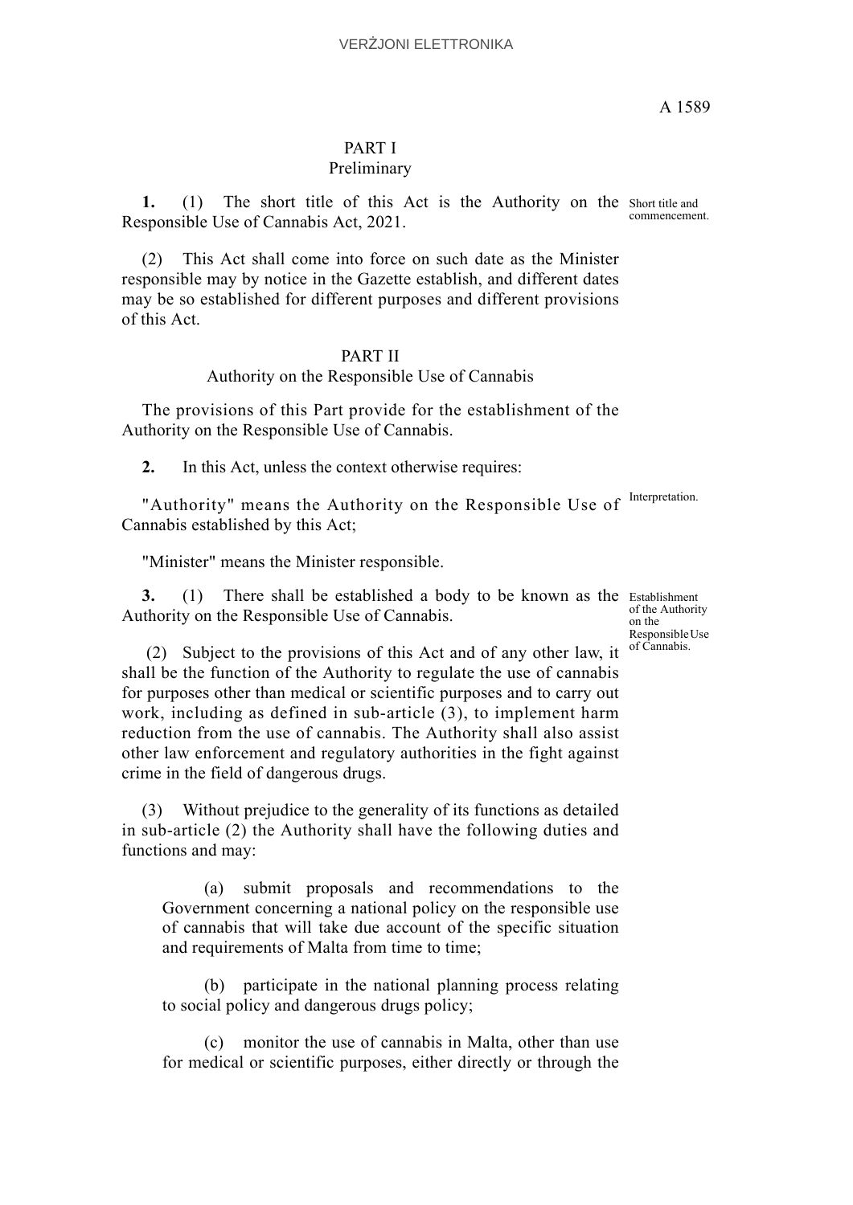## PART I
### Preliminary

**1.** (1) The short title of this Act is the Authority on the Responsible Use of Cannabis Act, 2021.

*Short title and commencement.*

(2) This Act shall come into force on such date as the Minister responsible may by notice in the Gazette establish, and different dates may be so established for different purposes and different provisions of this Act.

## PART II
### Authority on the Responsible Use of Cannabis

The provisions of this Part provide for the establishment of the Authority on the Responsible Use of Cannabis.

**2.** In this Act, unless the context otherwise requires:

*Interpretation.*

"Authority" means the Authority on the Responsible Use of Cannabis established by this Act;

"Minister" means the Minister responsible.

**3.** (1) There shall be established a body to be known as the Authority on the Responsible Use of Cannabis.

*Establishment of the Authority on the Responsible Use of Cannabis.*

(2) Subject to the provisions of this Act and of any other law, it shall be the function of the Authority to regulate the use of cannabis for purposes other than medical or scientific purposes and to carry out work, including as defined in sub-article (3), to implement harm reduction from the use of cannabis. The Authority shall also assist other law enforcement and regulatory authorities in the fight against crime in the field of dangerous drugs.

(3) Without prejudice to the generality of its functions as detailed in sub-article (2) the Authority shall have the following duties and functions and may:

(a) submit proposals and recommendations to the Government concerning a national policy on the responsible use of cannabis that will take due account of the specific situation and requirements of Malta from time to time;

(b) participate in the national planning process relating to social policy and dangerous drugs policy;

(c) monitor the use of cannabis in Malta, other than use for medical or scientific purposes, either directly or through the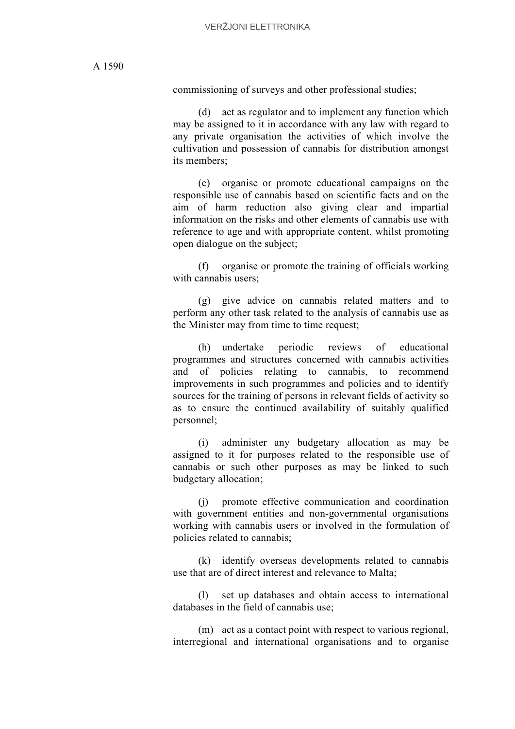commissioning of surveys and other professional studies;

(d) act as regulator and to implement any function which may be assigned to it in accordance with any law with regard to any private organisation the activities of which involve the cultivation and possession of cannabis for distribution amongst its members;

(e) organise or promote educational campaigns on the responsible use of cannabis based on scientific facts and on the aim of harm reduction also giving clear and impartial information on the risks and other elements of cannabis use with reference to age and with appropriate content, whilst promoting open dialogue on the subject;

(f) organise or promote the training of officials working with cannabis users;

(g) give advice on cannabis related matters and to perform any other task related to the analysis of cannabis use as the Minister may from time to time request;

(h) undertake periodic reviews of educational programmes and structures concerned with cannabis activities and of policies relating to cannabis, to recommend improvements in such programmes and policies and to identify sources for the training of persons in relevant fields of activity so as to ensure the continued availability of suitably qualified personnel;

(i) administer any budgetary allocation as may be assigned to it for purposes related to the responsible use of cannabis or such other purposes as may be linked to such budgetary allocation;

(j) promote effective communication and coordination with government entities and non-governmental organisations working with cannabis users or involved in the formulation of policies related to cannabis;

(k) identify overseas developments related to cannabis use that are of direct interest and relevance to Malta;

(l) set up databases and obtain access to international databases in the field of cannabis use;

(m) act as a contact point with respect to various regional, interregional and international organisations and to organise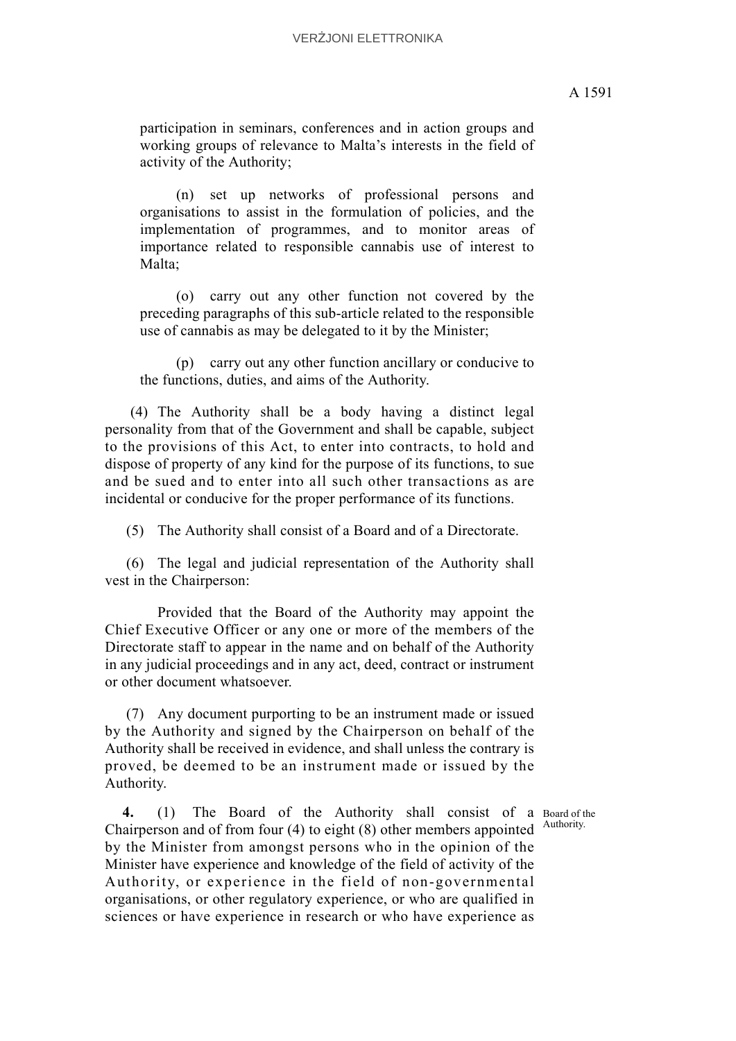participation in seminars, conferences and in action groups and working groups of relevance to Malta's interests in the field of activity of the Authority;

(n) set up networks of professional persons and organisations to assist in the formulation of policies, and the implementation of programmes, and to monitor areas of importance related to responsible cannabis use of interest to Malta;

(o) carry out any other function not covered by the preceding paragraphs of this sub-article related to the responsible use of cannabis as may be delegated to it by the Minister;

(p) carry out any other function ancillary or conducive to the functions, duties, and aims of the Authority.

(4) The Authority shall be a body having a distinct legal personality from that of the Government and shall be capable, subject to the provisions of this Act, to enter into contracts, to hold and dispose of property of any kind for the purpose of its functions, to sue and be sued and to enter into all such other transactions as are incidental or conducive for the proper performance of its functions.

(5) The Authority shall consist of a Board and of a Directorate.

(6) The legal and judicial representation of the Authority shall vest in the Chairperson:

Provided that the Board of the Authority may appoint the Chief Executive Officer or any one or more of the members of the Directorate staff to appear in the name and on behalf of the Authority in any judicial proceedings and in any act, deed, contract or instrument or other document whatsoever.

(7) Any document purporting to be an instrument made or issued by the Authority and signed by the Chairperson on behalf of the Authority shall be received in evidence, and shall unless the contrary is proved, be deemed to be an instrument made or issued by the Authority.

Board of the Authority.

**4.** (1) The Board of the Authority shall consist of a Chairperson and of from four (4) to eight (8) other members appointed by the Minister from amongst persons who in the opinion of the Minister have experience and knowledge of the field of activity of the Authority, or experience in the field of non-governmental organisations, or other regulatory experience, or who are qualified in sciences or have experience in research or who have experience as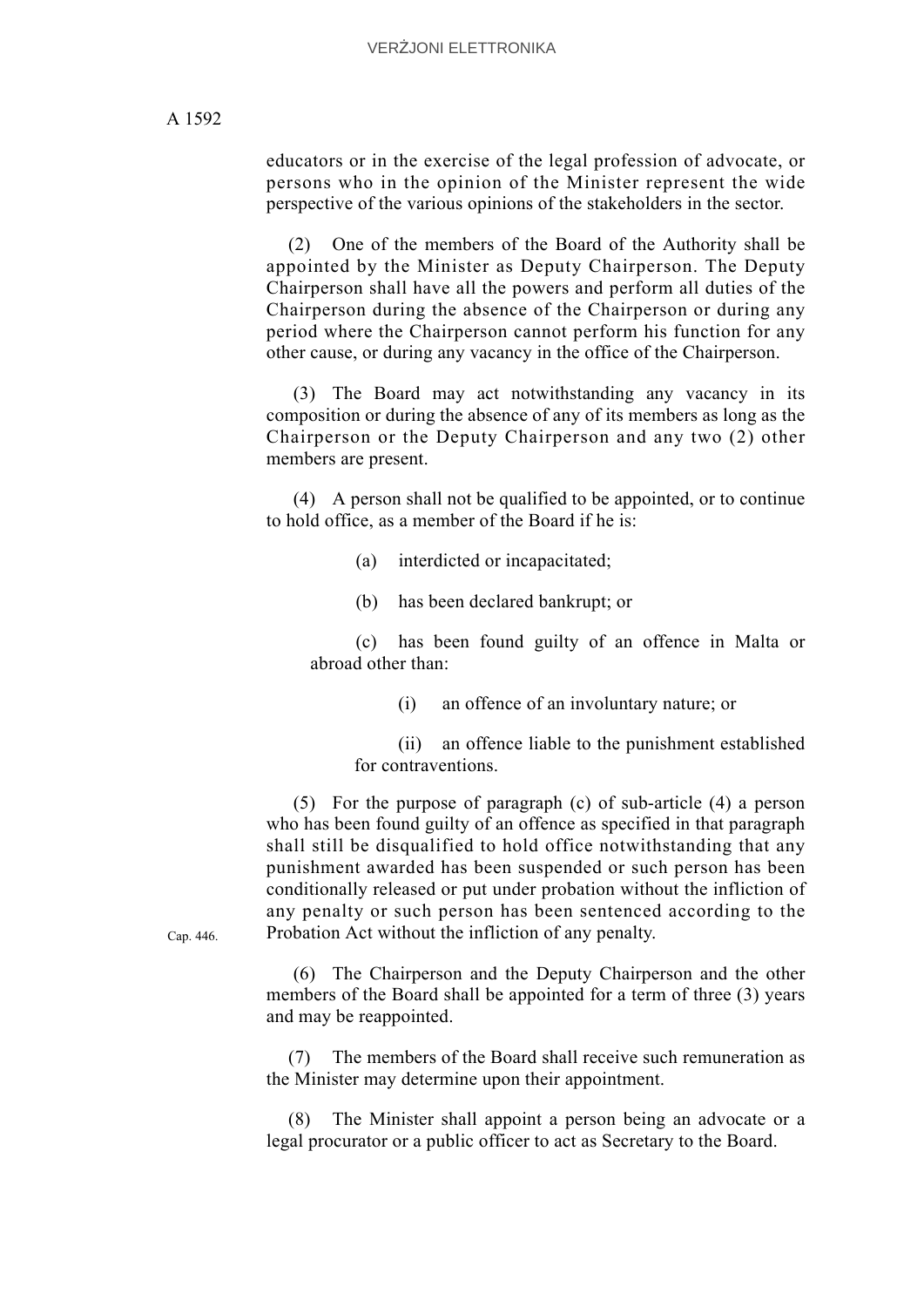educators or in the exercise of the legal profession of advocate, or persons who in the opinion of the Minister represent the wide perspective of the various opinions of the stakeholders in the sector.

(2) One of the members of the Board of the Authority shall be appointed by the Minister as Deputy Chairperson. The Deputy Chairperson shall have all the powers and perform all duties of the Chairperson during the absence of the Chairperson or during any period where the Chairperson cannot perform his function for any other cause, or during any vacancy in the office of the Chairperson.

(3) The Board may act notwithstanding any vacancy in its composition or during the absence of any of its members as long as the Chairperson or the Deputy Chairperson and any two (2) other members are present.

(4) A person shall not be qualified to be appointed, or to continue to hold office, as a member of the Board if he is:

(a) interdicted or incapacitated;

(b) has been declared bankrupt; or

(c) has been found guilty of an offence in Malta or abroad other than:

(i) an offence of an involuntary nature; or

(ii) an offence liable to the punishment established for contraventions.

(5) For the purpose of paragraph (c) of sub-article (4) a person who has been found guilty of an offence as specified in that paragraph shall still be disqualified to hold office notwithstanding that any punishment awarded has been suspended or such person has been conditionally released or put under probation without the infliction of any penalty or such person has been sentenced according to the Probation Act without the infliction of any penalty.

Cap. 446.

(6) The Chairperson and the Deputy Chairperson and the other members of the Board shall be appointed for a term of three (3) years and may be reappointed.

(7) The members of the Board shall receive such remuneration as the Minister may determine upon their appointment.

(8) The Minister shall appoint a person being an advocate or a legal procurator or a public officer to act as Secretary to the Board.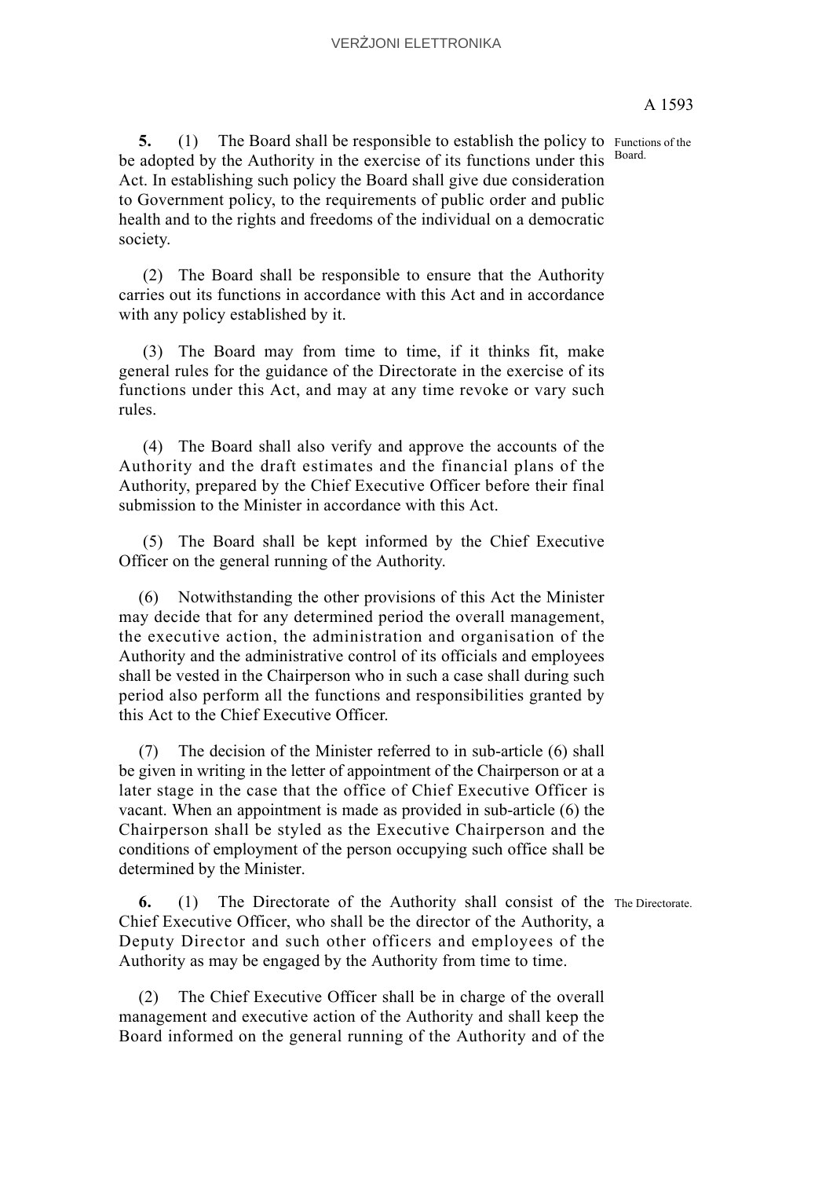**5.** (1) The Board shall be responsible to establish the policy to be adopted by the Authority in the exercise of its functions under this Act. In establishing such policy the Board shall give due consideration to Government policy, to the requirements of public order and public health and to the rights and freedoms of the individual on a democratic society.

Functions of the Board.

(2) The Board shall be responsible to ensure that the Authority carries out its functions in accordance with this Act and in accordance with any policy established by it.

(3) The Board may from time to time, if it thinks fit, make general rules for the guidance of the Directorate in the exercise of its functions under this Act, and may at any time revoke or vary such rules.

(4) The Board shall also verify and approve the accounts of the Authority and the draft estimates and the financial plans of the Authority, prepared by the Chief Executive Officer before their final submission to the Minister in accordance with this Act.

(5) The Board shall be kept informed by the Chief Executive Officer on the general running of the Authority.

(6) Notwithstanding the other provisions of this Act the Minister may decide that for any determined period the overall management, the executive action, the administration and organisation of the Authority and the administrative control of its officials and employees shall be vested in the Chairperson who in such a case shall during such period also perform all the functions and responsibilities granted by this Act to the Chief Executive Officer.

(7) The decision of the Minister referred to in sub-article (6) shall be given in writing in the letter of appointment of the Chairperson or at a later stage in the case that the office of Chief Executive Officer is vacant. When an appointment is made as provided in sub-article (6) the Chairperson shall be styled as the Executive Chairperson and the conditions of employment of the person occupying such office shall be determined by the Minister.

**6.** (1) The Directorate of the Authority shall consist of the Chief Executive Officer, who shall be the director of the Authority, a Deputy Director and such other officers and employees of the Authority as may be engaged by the Authority from time to time.

The Directorate.

(2) The Chief Executive Officer shall be in charge of the overall management and executive action of the Authority and shall keep the Board informed on the general running of the Authority and of the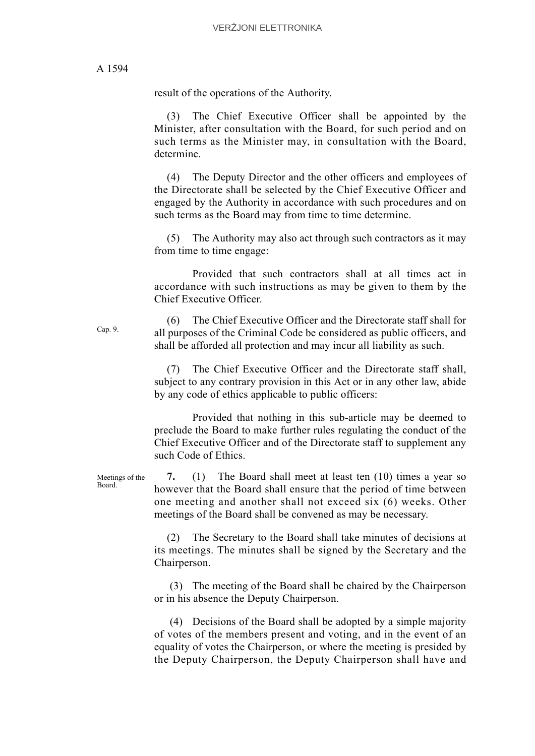result of the operations of the Authority.

(3) The Chief Executive Officer shall be appointed by the Minister, after consultation with the Board, for such period and on such terms as the Minister may, in consultation with the Board, determine.

(4) The Deputy Director and the other officers and employees of the Directorate shall be selected by the Chief Executive Officer and engaged by the Authority in accordance with such procedures and on such terms as the Board may from time to time determine.

(5) The Authority may also act through such contractors as it may from time to time engage:

Provided that such contractors shall at all times act in accordance with such instructions as may be given to them by the Chief Executive Officer.

Cap. 9.

(6) The Chief Executive Officer and the Directorate staff shall for all purposes of the Criminal Code be considered as public officers, and shall be afforded all protection and may incur all liability as such.

(7) The Chief Executive Officer and the Directorate staff shall, subject to any contrary provision in this Act or in any other law, abide by any code of ethics applicable to public officers:

Provided that nothing in this sub-article may be deemed to preclude the Board to make further rules regulating the conduct of the Chief Executive Officer and of the Directorate staff to supplement any such Code of Ethics.

Meetings of the Board.

**7.** (1) The Board shall meet at least ten (10) times a year so however that the Board shall ensure that the period of time between one meeting and another shall not exceed six (6) weeks. Other meetings of the Board shall be convened as may be necessary.

(2) The Secretary to the Board shall take minutes of decisions at its meetings. The minutes shall be signed by the Secretary and the Chairperson.

(3) The meeting of the Board shall be chaired by the Chairperson or in his absence the Deputy Chairperson.

(4) Decisions of the Board shall be adopted by a simple majority of votes of the members present and voting, and in the event of an equality of votes the Chairperson, or where the meeting is presided by the Deputy Chairperson, the Deputy Chairperson shall have and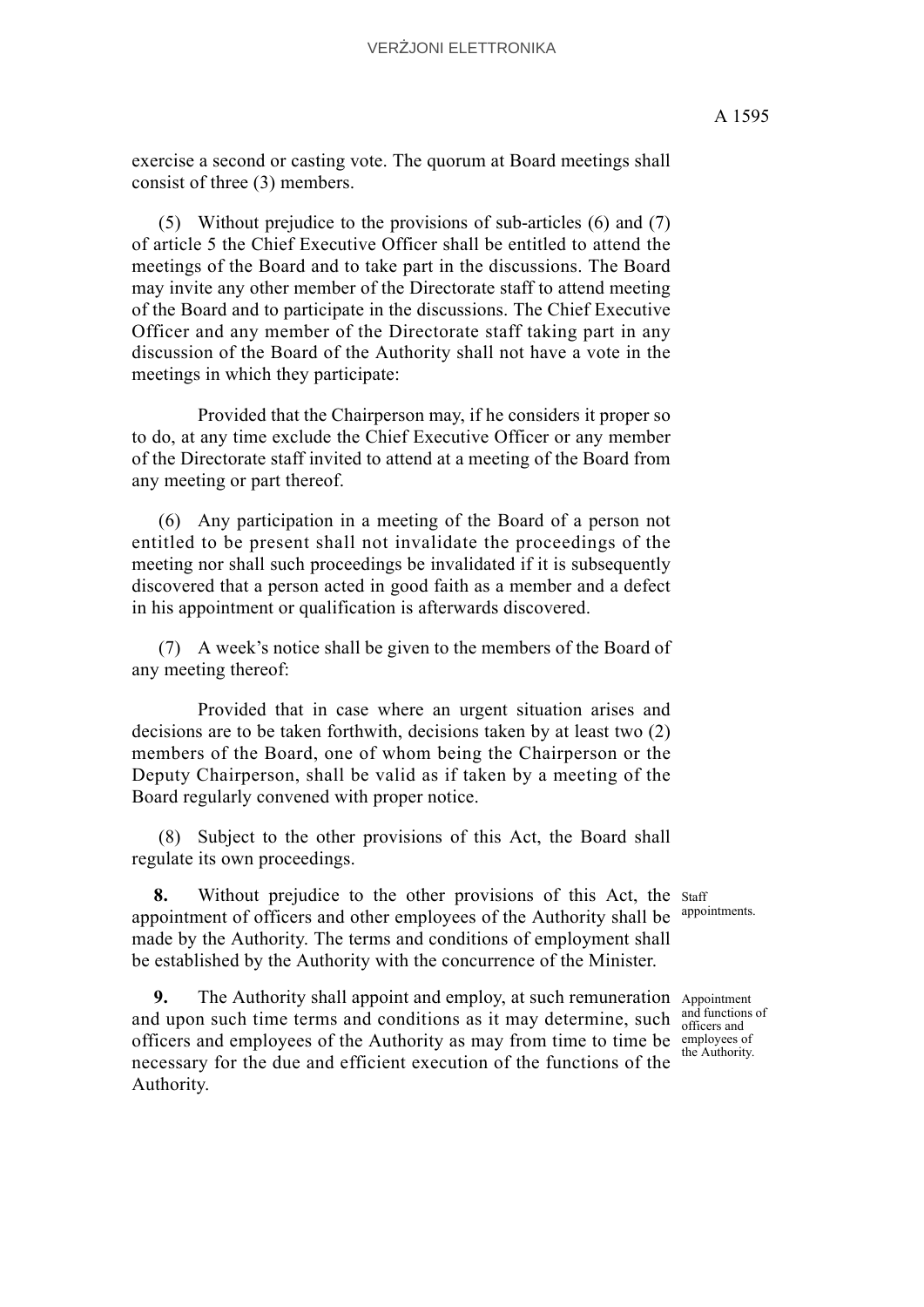exercise a second or casting vote. The quorum at Board meetings shall consist of three (3) members.

(5) Without prejudice to the provisions of sub-articles (6) and (7) of article 5 the Chief Executive Officer shall be entitled to attend the meetings of the Board and to take part in the discussions. The Board may invite any other member of the Directorate staff to attend meeting of the Board and to participate in the discussions. The Chief Executive Officer and any member of the Directorate staff taking part in any discussion of the Board of the Authority shall not have a vote in the meetings in which they participate:

Provided that the Chairperson may, if he considers it proper so to do, at any time exclude the Chief Executive Officer or any member of the Directorate staff invited to attend at a meeting of the Board from any meeting or part thereof.

(6) Any participation in a meeting of the Board of a person not entitled to be present shall not invalidate the proceedings of the meeting nor shall such proceedings be invalidated if it is subsequently discovered that a person acted in good faith as a member and a defect in his appointment or qualification is afterwards discovered.

(7) A week's notice shall be given to the members of the Board of any meeting thereof:

Provided that in case where an urgent situation arises and decisions are to be taken forthwith, decisions taken by at least two (2) members of the Board, one of whom being the Chairperson or the Deputy Chairperson, shall be valid as if taken by a meeting of the Board regularly convened with proper notice.

(8) Subject to the other provisions of this Act, the Board shall regulate its own proceedings.

*Staff appointments.*

**8.** Without prejudice to the other provisions of this Act, the appointment of officers and other employees of the Authority shall be made by the Authority. The terms and conditions of employment shall be established by the Authority with the concurrence of the Minister.

*Appointment and functions of officers and employees of the Authority.*

**9.** The Authority shall appoint and employ, at such remuneration and upon such time terms and conditions as it may determine, such officers and employees of the Authority as may from time to time be necessary for the due and efficient execution of the functions of the Authority.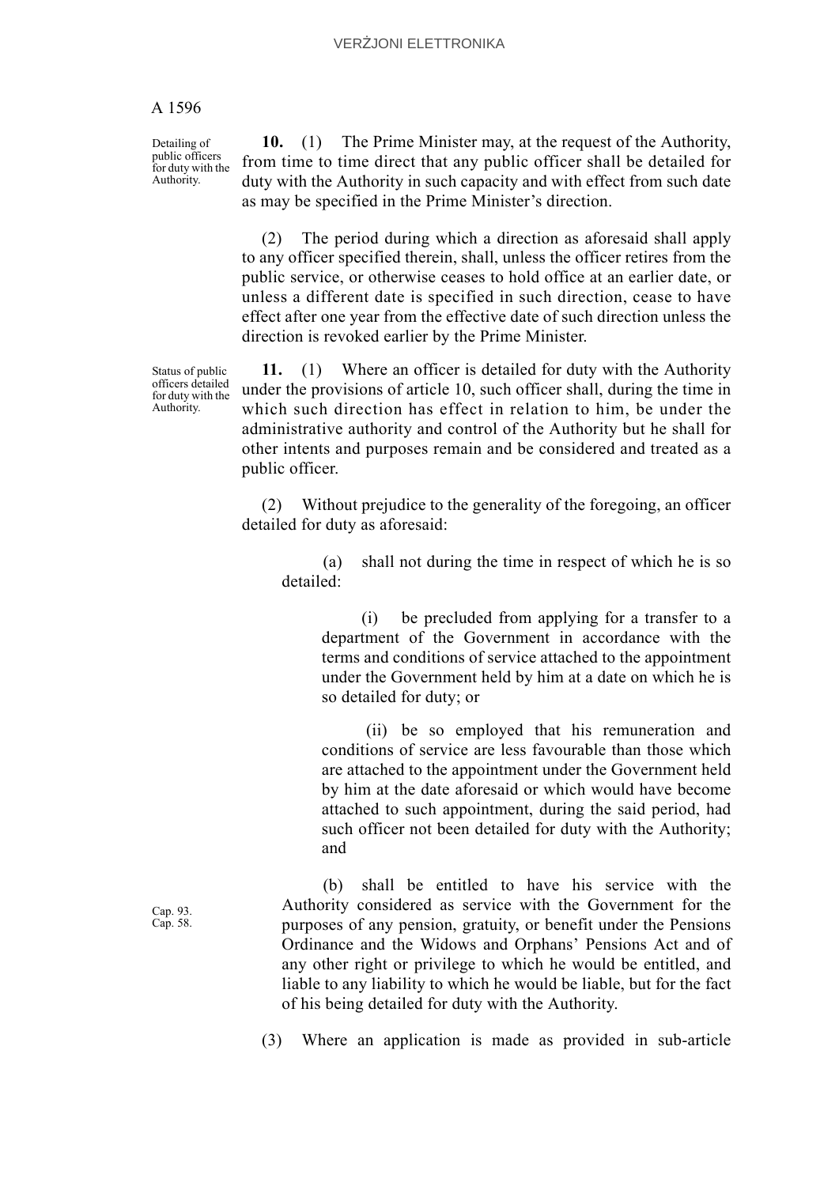Detailing of public officers for duty with the Authority.

**10.** (1) The Prime Minister may, at the request of the Authority, from time to time direct that any public officer shall be detailed for duty with the Authority in such capacity and with effect from such date as may be specified in the Prime Minister's direction.

(2) The period during which a direction as aforesaid shall apply to any officer specified therein, shall, unless the officer retires from the public service, or otherwise ceases to hold office at an earlier date, or unless a different date is specified in such direction, cease to have effect after one year from the effective date of such direction unless the direction is revoked earlier by the Prime Minister.

Status of public officers detailed for duty with the Authority.

**11.** (1) Where an officer is detailed for duty with the Authority under the provisions of article 10, such officer shall, during the time in which such direction has effect in relation to him, be under the administrative authority and control of the Authority but he shall for other intents and purposes remain and be considered and treated as a public officer.

(2) Without prejudice to the generality of the foregoing, an officer detailed for duty as aforesaid:

(a) shall not during the time in respect of which he is so detailed:

(i) be precluded from applying for a transfer to a department of the Government in accordance with the terms and conditions of service attached to the appointment under the Government held by him at a date on which he is so detailed for duty; or

(ii) be so employed that his remuneration and conditions of service are less favourable than those which are attached to the appointment under the Government held by him at the date aforesaid or which would have become attached to such appointment, during the said period, had such officer not been detailed for duty with the Authority; and

Cap. 93.
Cap. 58.

(b) shall be entitled to have his service with the Authority considered as service with the Government for the purposes of any pension, gratuity, or benefit under the Pensions Ordinance and the Widows and Orphans' Pensions Act and of any other right or privilege to which he would be entitled, and liable to any liability to which he would be liable, but for the fact of his being detailed for duty with the Authority.

(3) Where an application is made as provided in sub-article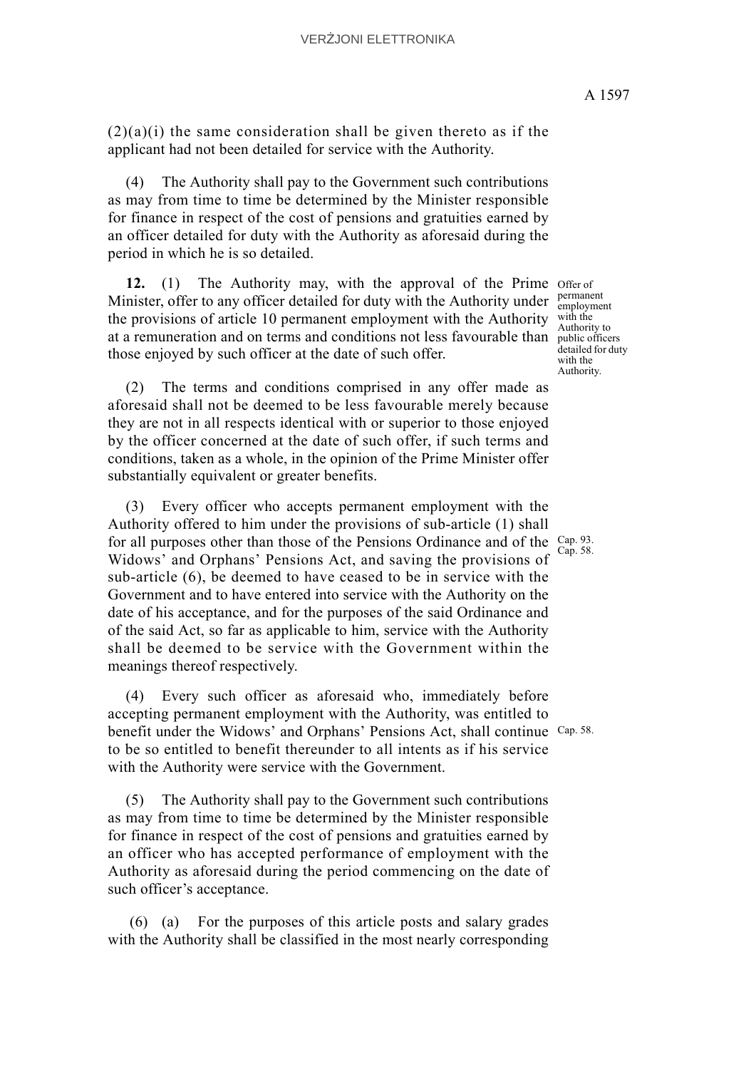(2)(a)(i) the same consideration shall be given thereto as if the applicant had not been detailed for service with the Authority.

(4) The Authority shall pay to the Government such contributions as may from time to time be determined by the Minister responsible for finance in respect of the cost of pensions and gratuities earned by an officer detailed for duty with the Authority as aforesaid during the period in which he is so detailed.

Offer of permanent employment with the Authority to public officers detailed for duty with the Authority.

**12.** (1) The Authority may, with the approval of the Prime Minister, offer to any officer detailed for duty with the Authority under the provisions of article 10 permanent employment with the Authority at a remuneration and on terms and conditions not less favourable than those enjoyed by such officer at the date of such offer.

(2) The terms and conditions comprised in any offer made as aforesaid shall not be deemed to be less favourable merely because they are not in all respects identical with or superior to those enjoyed by the officer concerned at the date of such offer, if such terms and conditions, taken as a whole, in the opinion of the Prime Minister offer substantially equivalent or greater benefits.

Cap. 93.
Cap. 58.

(3) Every officer who accepts permanent employment with the Authority offered to him under the provisions of sub-article (1) shall for all purposes other than those of the Pensions Ordinance and of the Widows' and Orphans' Pensions Act, and saving the provisions of sub-article (6), be deemed to have ceased to be in service with the Government and to have entered into service with the Authority on the date of his acceptance, and for the purposes of the said Ordinance and of the said Act, so far as applicable to him, service with the Authority shall be deemed to be service with the Government within the meanings thereof respectively.

Cap. 58.

(4) Every such officer as aforesaid who, immediately before accepting permanent employment with the Authority, was entitled to benefit under the Widows' and Orphans' Pensions Act, shall continue to be so entitled to benefit thereunder to all intents as if his service with the Authority were service with the Government.

(5) The Authority shall pay to the Government such contributions as may from time to time be determined by the Minister responsible for finance in respect of the cost of pensions and gratuities earned by an officer who has accepted performance of employment with the Authority as aforesaid during the period commencing on the date of such officer's acceptance.

(6) (a) For the purposes of this article posts and salary grades with the Authority shall be classified in the most nearly corresponding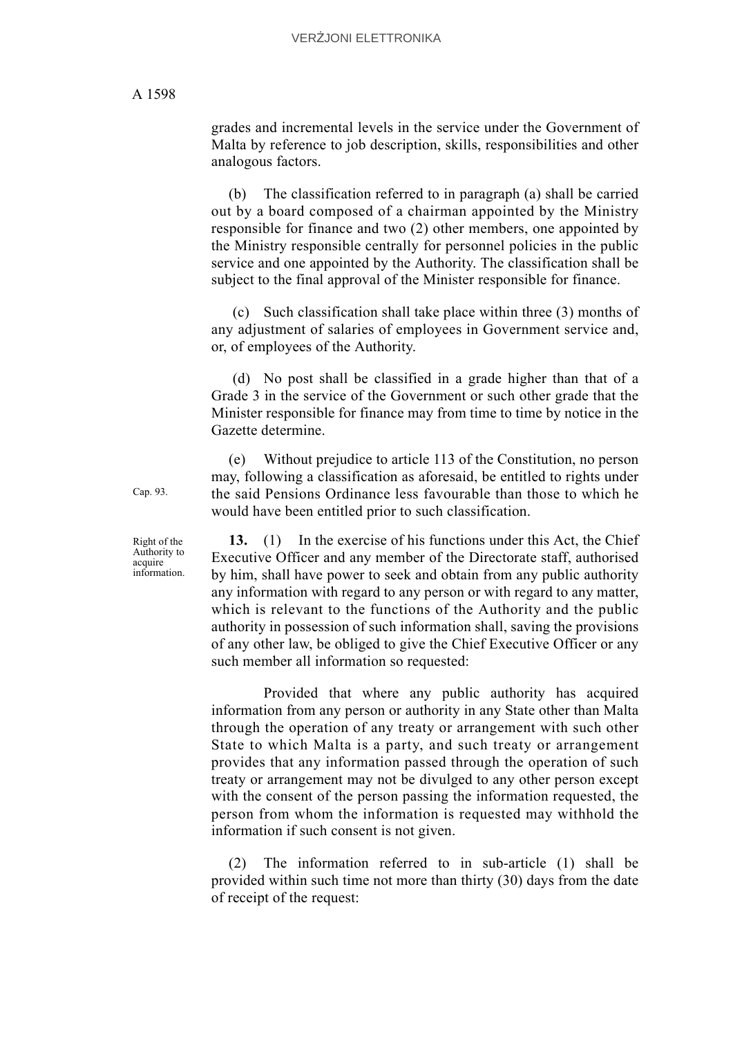grades and incremental levels in the service under the Government of Malta by reference to job description, skills, responsibilities and other analogous factors.

(b) The classification referred to in paragraph (a) shall be carried out by a board composed of a chairman appointed by the Ministry responsible for finance and two (2) other members, one appointed by the Ministry responsible centrally for personnel policies in the public service and one appointed by the Authority. The classification shall be subject to the final approval of the Minister responsible for finance.

(c) Such classification shall take place within three (3) months of any adjustment of salaries of employees in Government service and, or, of employees of the Authority.

(d) No post shall be classified in a grade higher than that of a Grade 3 in the service of the Government or such other grade that the Minister responsible for finance may from time to time by notice in the Gazette determine.

Cap. 93.

(e) Without prejudice to article 113 of the Constitution, no person may, following a classification as aforesaid, be entitled to rights under the said Pensions Ordinance less favourable than those to which he would have been entitled prior to such classification.

Right of the Authority to acquire information.

**13.** (1) In the exercise of his functions under this Act, the Chief Executive Officer and any member of the Directorate staff, authorised by him, shall have power to seek and obtain from any public authority any information with regard to any person or with regard to any matter, which is relevant to the functions of the Authority and the public authority in possession of such information shall, saving the provisions of any other law, be obliged to give the Chief Executive Officer or any such member all information so requested:

Provided that where any public authority has acquired information from any person or authority in any State other than Malta through the operation of any treaty or arrangement with such other State to which Malta is a party, and such treaty or arrangement provides that any information passed through the operation of such treaty or arrangement may not be divulged to any other person except with the consent of the person passing the information requested, the person from whom the information is requested may withhold the information if such consent is not given.

(2) The information referred to in sub-article (1) shall be provided within such time not more than thirty (30) days from the date of receipt of the request: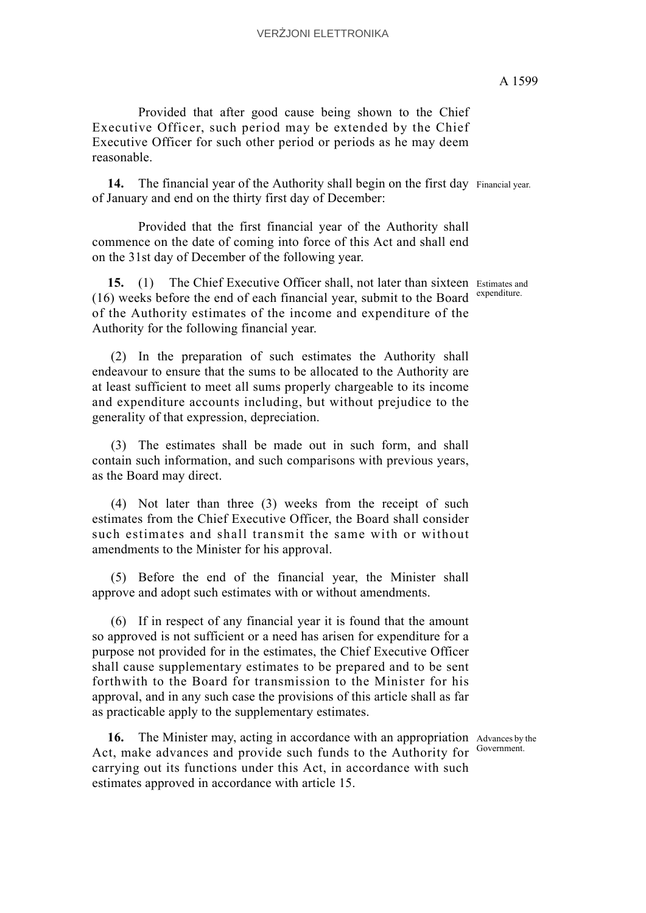Provided that after good cause being shown to the Chief Executive Officer, such period may be extended by the Chief Executive Officer for such other period or periods as he may deem reasonable.

Financial year.

**14.** The financial year of the Authority shall begin on the first day of January and end on the thirty first day of December:

Provided that the first financial year of the Authority shall commence on the date of coming into force of this Act and shall end on the 31st day of December of the following year.

Estimates and expenditure.

**15.** (1) The Chief Executive Officer shall, not later than sixteen (16) weeks before the end of each financial year, submit to the Board of the Authority estimates of the income and expenditure of the Authority for the following financial year.

(2) In the preparation of such estimates the Authority shall endeavour to ensure that the sums to be allocated to the Authority are at least sufficient to meet all sums properly chargeable to its income and expenditure accounts including, but without prejudice to the generality of that expression, depreciation.

(3) The estimates shall be made out in such form, and shall contain such information, and such comparisons with previous years, as the Board may direct.

(4) Not later than three (3) weeks from the receipt of such estimates from the Chief Executive Officer, the Board shall consider such estimates and shall transmit the same with or without amendments to the Minister for his approval.

(5) Before the end of the financial year, the Minister shall approve and adopt such estimates with or without amendments.

(6) If in respect of any financial year it is found that the amount so approved is not sufficient or a need has arisen for expenditure for a purpose not provided for in the estimates, the Chief Executive Officer shall cause supplementary estimates to be prepared and to be sent forthwith to the Board for transmission to the Minister for his approval, and in any such case the provisions of this article shall as far as practicable apply to the supplementary estimates.

Advances by the Government.

**16.** The Minister may, acting in accordance with an appropriation Act, make advances and provide such funds to the Authority for carrying out its functions under this Act, in accordance with such estimates approved in accordance with article 15.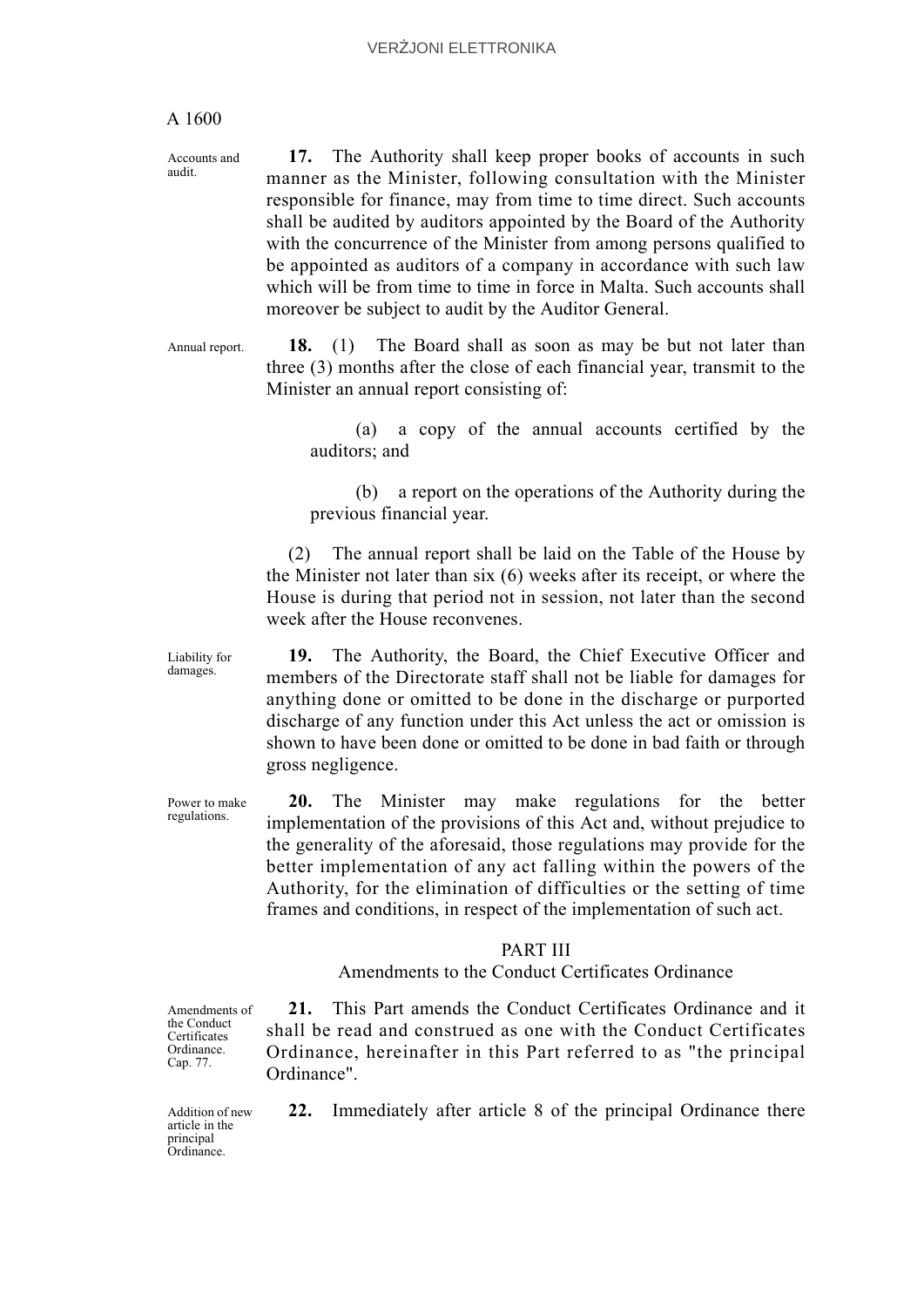Accounts and audit.

**17.** The Authority shall keep proper books of accounts in such manner as the Minister, following consultation with the Minister responsible for finance, may from time to time direct. Such accounts shall be audited by auditors appointed by the Board of the Authority with the concurrence of the Minister from among persons qualified to be appointed as auditors of a company in accordance with such law which will be from time to time in force in Malta. Such accounts shall moreover be subject to audit by the Auditor General.

Annual report.

**18.** (1) The Board shall as soon as may be but not later than three (3) months after the close of each financial year, transmit to the Minister an annual report consisting of:

(a) a copy of the annual accounts certified by the auditors; and

(b) a report on the operations of the Authority during the previous financial year.

(2) The annual report shall be laid on the Table of the House by the Minister not later than six (6) weeks after its receipt, or where the House is during that period not in session, not later than the second week after the House reconvenes.

Liability for damages.

**19.** The Authority, the Board, the Chief Executive Officer and members of the Directorate staff shall not be liable for damages for anything done or omitted to be done in the discharge or purported discharge of any function under this Act unless the act or omission is shown to have been done or omitted to be done in bad faith or through gross negligence.

Power to make regulations.

**20.** The Minister may make regulations for the better implementation of the provisions of this Act and, without prejudice to the generality of the aforesaid, those regulations may provide for the better implementation of any act falling within the powers of the Authority, for the elimination of difficulties or the setting of time frames and conditions, in respect of the implementation of such act.

## PART III

### Amendments to the Conduct Certificates Ordinance

Amendments of the Conduct Certificates Ordinance. Cap. 77.

**21.** This Part amends the Conduct Certificates Ordinance and it shall be read and construed as one with the Conduct Certificates Ordinance, hereinafter in this Part referred to as "the principal Ordinance".

Addition of new article in the principal Ordinance.

**22.** Immediately after article 8 of the principal Ordinance there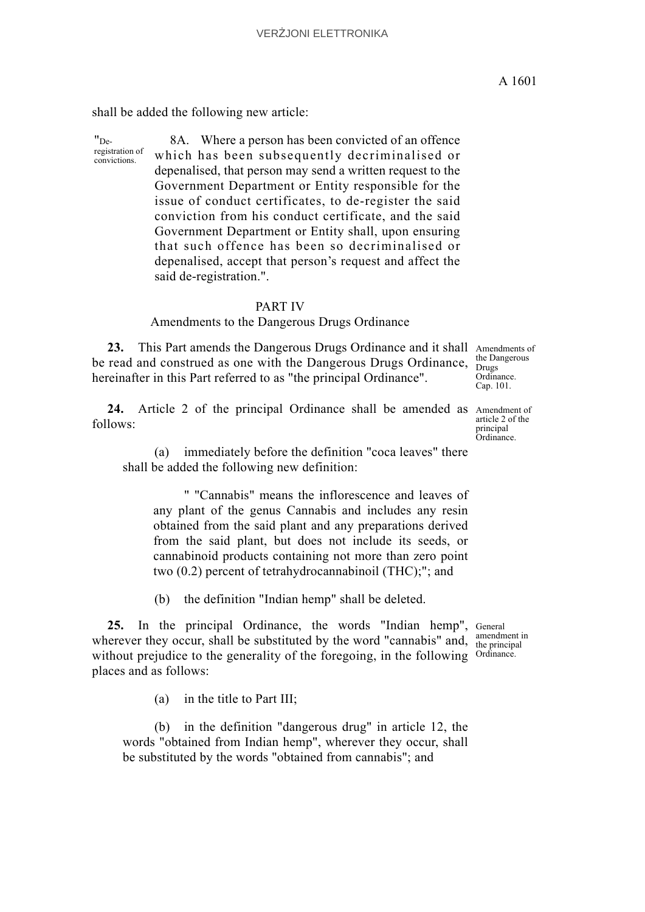shall be added the following new article:

"De-registration of convictions.

8A. Where a person has been convicted of an offence which has been subsequently decriminalised or depenalised, that person may send a written request to the Government Department or Entity responsible for the issue of conduct certificates, to de-register the said conviction from his conduct certificate, and the said Government Department or Entity shall, upon ensuring that such offence has been so decriminalised or depenalised, accept that person's request and affect the said de-registration.".

## PART IV

### Amendments to the Dangerous Drugs Ordinance

Amendments of the Dangerous Drugs Ordinance. Cap. 101.

**23.** This Part amends the Dangerous Drugs Ordinance and it shall be read and construed as one with the Dangerous Drugs Ordinance, hereinafter in this Part referred to as "the principal Ordinance".

Amendment of article 2 of the principal Ordinance.

**24.** Article 2 of the principal Ordinance shall be amended as follows:

(a) immediately before the definition "coca leaves" there shall be added the following new definition:

" "Cannabis" means the inflorescence and leaves of any plant of the genus Cannabis and includes any resin obtained from the said plant and any preparations derived from the said plant, but does not include its seeds, or cannabinoid products containing not more than zero point two (0.2) percent of tetrahydrocannabinoil (THC);"; and

(b) the definition "Indian hemp" shall be deleted.

General amendment in the principal Ordinance.

**25.** In the principal Ordinance, the words "Indian hemp", wherever they occur, shall be substituted by the word "cannabis" and, without prejudice to the generality of the foregoing, in the following places and as follows:

(a) in the title to Part III;

(b) in the definition "dangerous drug" in article 12, the words "obtained from Indian hemp", wherever they occur, shall be substituted by the words "obtained from cannabis"; and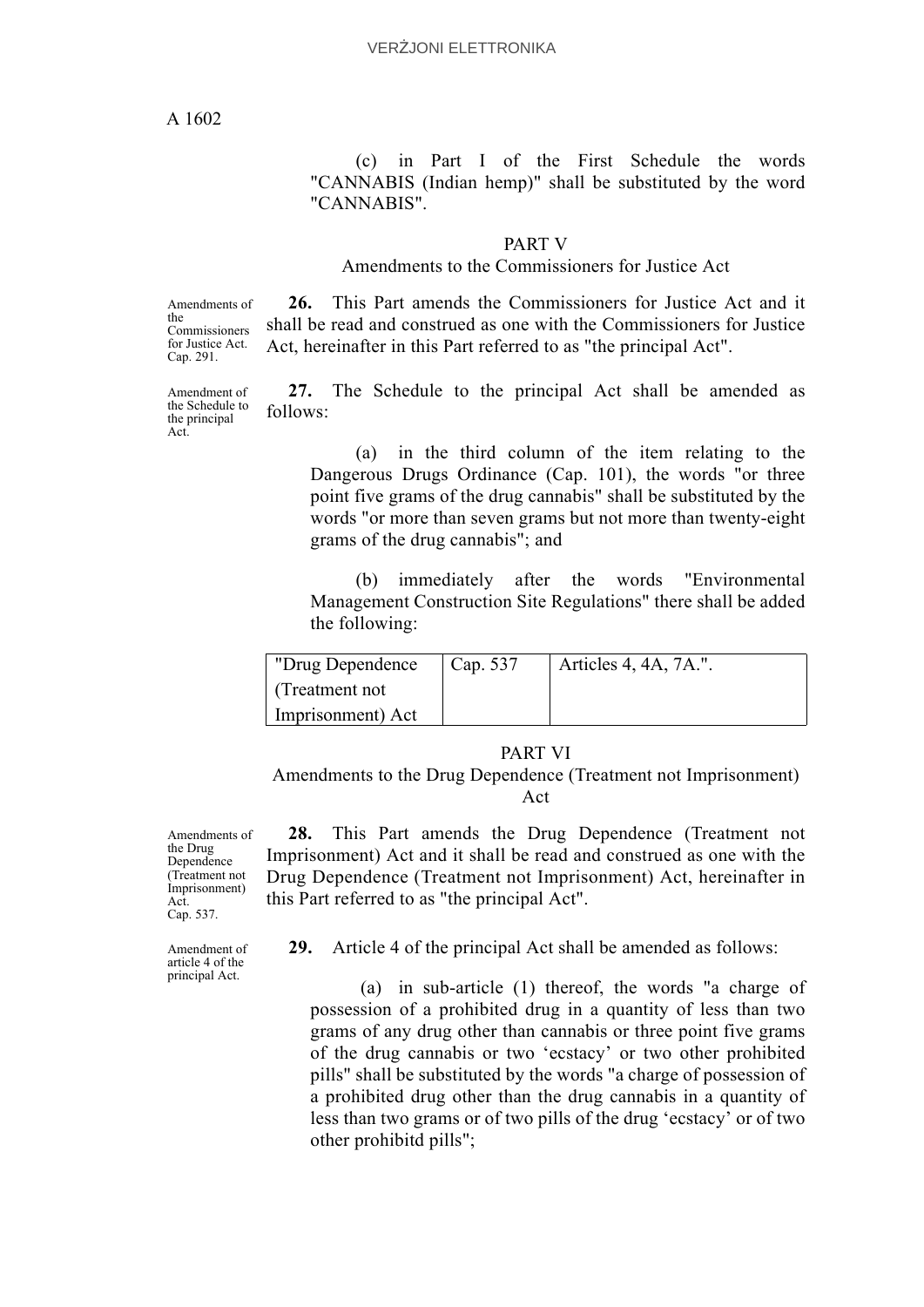(c) in Part I of the First Schedule the words "CANNABIS (Indian hemp)" shall be substituted by the word "CANNABIS".

## PART V

### Amendments to the Commissioners for Justice Act

Amendments of the Commissioners for Justice Act. Cap. 291.

**26.** This Part amends the Commissioners for Justice Act and it shall be read and construed as one with the Commissioners for Justice Act, hereinafter in this Part referred to as "the principal Act".

Amendment of the Schedule to the principal Act.

**27.** The Schedule to the principal Act shall be amended as follows:

(a) in the third column of the item relating to the Dangerous Drugs Ordinance (Cap. 101), the words "or three point five grams of the drug cannabis" shall be substituted by the words "or more than seven grams but not more than twenty-eight grams of the drug cannabis"; and

(b) immediately after the words "Environmental Management Construction Site Regulations" there shall be added the following:

| "Drug Dependence (Treatment not Imprisonment) Act | Cap. 537 | Articles 4, 4A, 7A.". |
|---|---|---|

## PART VI

### Amendments to the Drug Dependence (Treatment not Imprisonment) Act

Amendments of the Drug Dependence (Treatment not Imprisonment) Act. Cap. 537.

**28.** This Part amends the Drug Dependence (Treatment not Imprisonment) Act and it shall be read and construed as one with the Drug Dependence (Treatment not Imprisonment) Act, hereinafter in this Part referred to as "the principal Act".

Amendment of article 4 of the principal Act.

**29.** Article 4 of the principal Act shall be amended as follows:

(a) in sub-article (1) thereof, the words "a charge of possession of a prohibited drug in a quantity of less than two grams of any drug other than cannabis or three point five grams of the drug cannabis or two 'ecstacy' or two other prohibited pills" shall be substituted by the words "a charge of possession of a prohibited drug other than the drug cannabis in a quantity of less than two grams or of two pills of the drug 'ecstacy' or of two other prohibitd pills";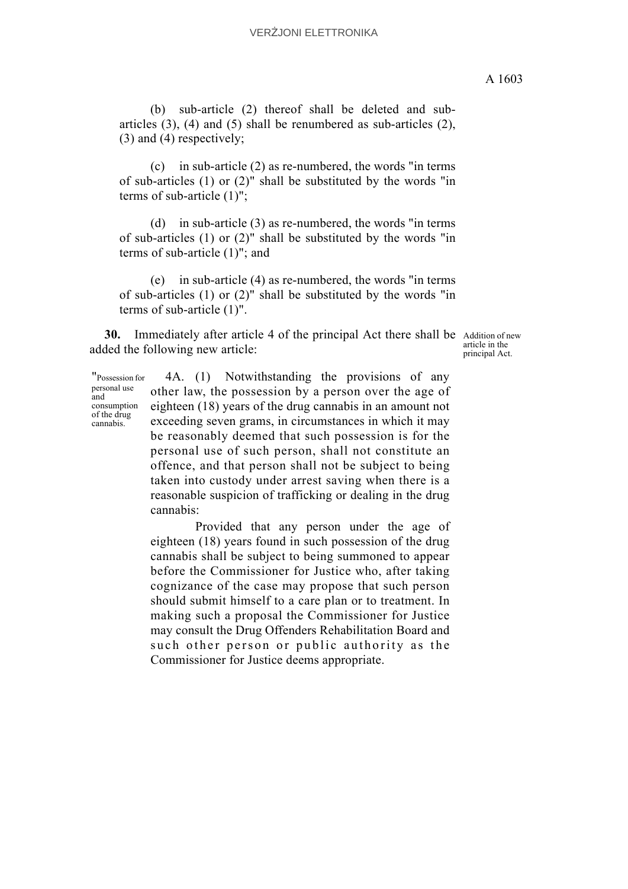(b) sub-article (2) thereof shall be deleted and sub-articles (3), (4) and (5) shall be renumbered as sub-articles (2), (3) and (4) respectively;

(c) in sub-article (2) as re-numbered, the words "in terms of sub-articles (1) or (2)" shall be substituted by the words "in terms of sub-article (1)";

(d) in sub-article (3) as re-numbered, the words "in terms of sub-articles (1) or (2)" shall be substituted by the words "in terms of sub-article (1)"; and

(e) in sub-article (4) as re-numbered, the words "in terms of sub-articles (1) or (2)" shall be substituted by the words "in terms of sub-article (1)".

Addition of new article in the principal Act.

**30.** Immediately after article 4 of the principal Act there shall be added the following new article:

"Possession for personal use and consumption of the drug cannabis.

4A. (1) Notwithstanding the provisions of any other law, the possession by a person over the age of eighteen (18) years of the drug cannabis in an amount not exceeding seven grams, in circumstances in which it may be reasonably deemed that such possession is for the personal use of such person, shall not constitute an offence, and that person shall not be subject to being taken into custody under arrest saving when there is a reasonable suspicion of trafficking or dealing in the drug cannabis:

Provided that any person under the age of eighteen (18) years found in such possession of the drug cannabis shall be subject to being summoned to appear before the Commissioner for Justice who, after taking cognizance of the case may propose that such person should submit himself to a care plan or to treatment. In making such a proposal the Commissioner for Justice may consult the Drug Offenders Rehabilitation Board and such other person or public authority as the Commissioner for Justice deems appropriate.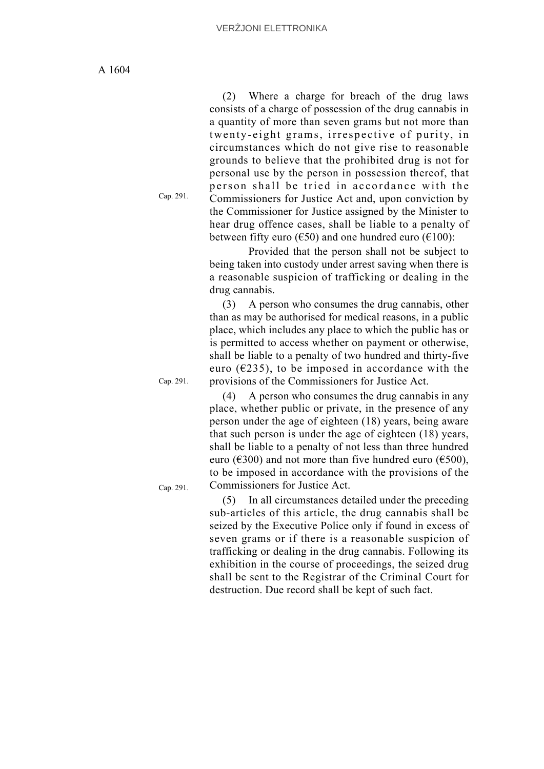(2) Where a charge for breach of the drug laws consists of a charge of possession of the drug cannabis in a quantity of more than seven grams but not more than twenty-eight grams, irrespective of purity, in circumstances which do not give rise to reasonable grounds to believe that the prohibited drug is not for personal use by the person in possession thereof, that person shall be tried in accordance with the Commissioners for Justice Act and, upon conviction by the Commissioner for Justice assigned by the Minister to hear drug offence cases, shall be liable to a penalty of between fifty euro (€50) and one hundred euro (€100):

Cap. 291.

Provided that the person shall not be subject to being taken into custody under arrest saving when there is a reasonable suspicion of trafficking or dealing in the drug cannabis.

(3) A person who consumes the drug cannabis, other than as may be authorised for medical reasons, in a public place, which includes any place to which the public has or is permitted to access whether on payment or otherwise, shall be liable to a penalty of two hundred and thirty-five euro (€235), to be imposed in accordance with the provisions of the Commissioners for Justice Act.

Cap. 291.

(4) A person who consumes the drug cannabis in any place, whether public or private, in the presence of any person under the age of eighteen (18) years, being aware that such person is under the age of eighteen (18) years, shall be liable to a penalty of not less than three hundred euro (€300) and not more than five hundred euro (€500), to be imposed in accordance with the provisions of the Commissioners for Justice Act.

Cap. 291.

(5) In all circumstances detailed under the preceding sub-articles of this article, the drug cannabis shall be seized by the Executive Police only if found in excess of seven grams or if there is a reasonable suspicion of trafficking or dealing in the drug cannabis. Following its exhibition in the course of proceedings, the seized drug shall be sent to the Registrar of the Criminal Court for destruction. Due record shall be kept of such fact.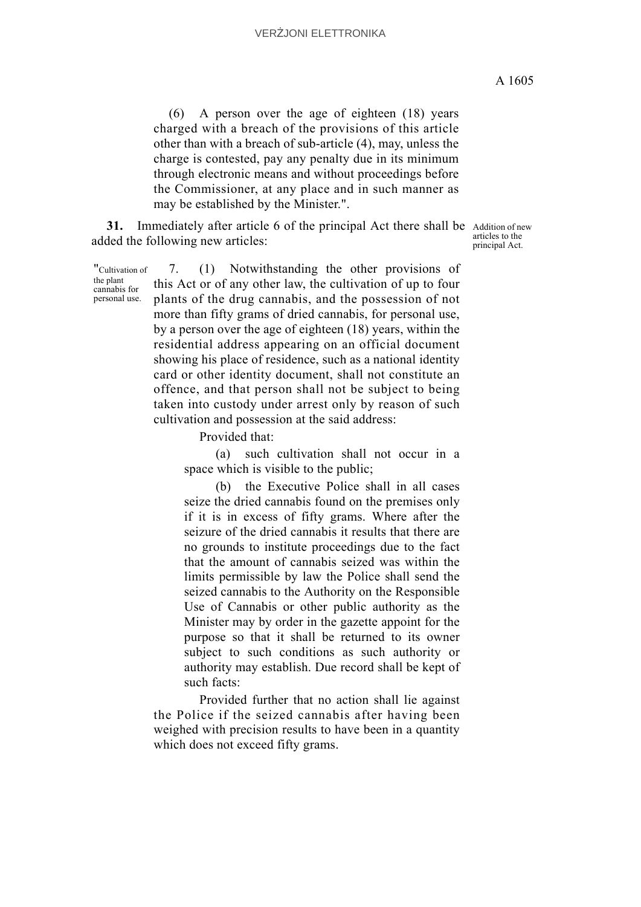(6) A person over the age of eighteen (18) years charged with a breach of the provisions of this article other than with a breach of sub-article (4), may, unless the charge is contested, pay any penalty due in its minimum through electronic means and without proceedings before the Commissioner, at any place and in such manner as may be established by the Minister.".

Addition of new articles to the principal Act.

**31.** Immediately after article 6 of the principal Act there shall be added the following new articles:

"Cultivation of the plant cannabis for personal use.

7. (1) Notwithstanding the other provisions of this Act or of any other law, the cultivation of up to four plants of the drug cannabis, and the possession of not more than fifty grams of dried cannabis, for personal use, by a person over the age of eighteen (18) years, within the residential address appearing on an official document showing his place of residence, such as a national identity card or other identity document, shall not constitute an offence, and that person shall not be subject to being taken into custody under arrest only by reason of such cultivation and possession at the said address:

Provided that:

(a) such cultivation shall not occur in a space which is visible to the public;

(b) the Executive Police shall in all cases seize the dried cannabis found on the premises only if it is in excess of fifty grams. Where after the seizure of the dried cannabis it results that there are no grounds to institute proceedings due to the fact that the amount of cannabis seized was within the limits permissible by law the Police shall send the seized cannabis to the Authority on the Responsible Use of Cannabis or other public authority as the Minister may by order in the gazette appoint for the purpose so that it shall be returned to its owner subject to such conditions as such authority or authority may establish. Due record shall be kept of such facts:

Provided further that no action shall lie against the Police if the seized cannabis after having been weighed with precision results to have been in a quantity which does not exceed fifty grams.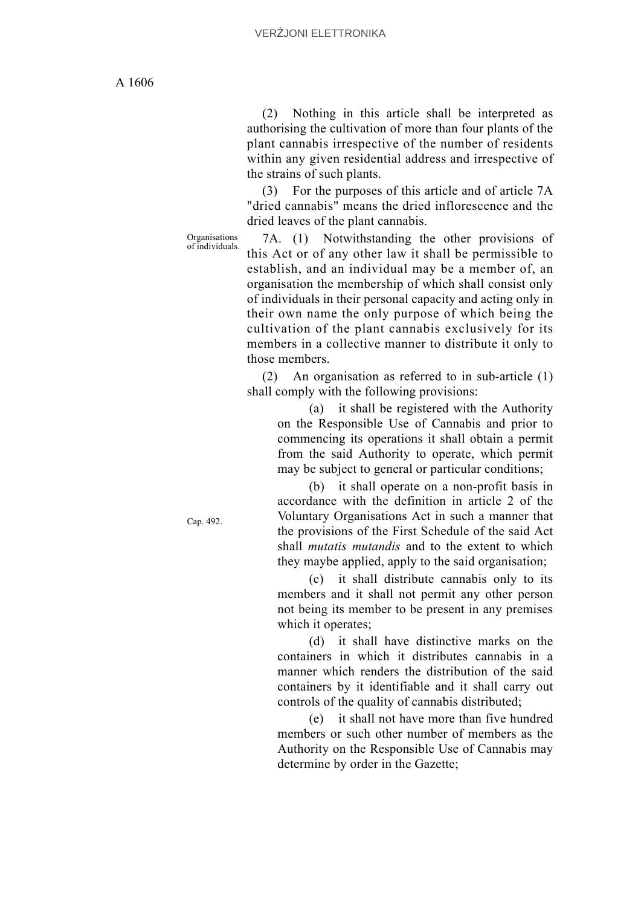(2) Nothing in this article shall be interpreted as authorising the cultivation of more than four plants of the plant cannabis irrespective of the number of residents within any given residential address and irrespective of the strains of such plants.

(3) For the purposes of this article and of article 7A "dried cannabis" means the dried inflorescence and the dried leaves of the plant cannabis.

Organisations of individuals.

7A. (1) Notwithstanding the other provisions of this Act or of any other law it shall be permissible to establish, and an individual may be a member of, an organisation the membership of which shall consist only of individuals in their personal capacity and acting only in their own name the only purpose of which being the cultivation of the plant cannabis exclusively for its members in a collective manner to distribute it only to those members.

(2) An organisation as referred to in sub-article (1) shall comply with the following provisions:

(a) it shall be registered with the Authority on the Responsible Use of Cannabis and prior to commencing its operations it shall obtain a permit from the said Authority to operate, which permit may be subject to general or particular conditions;

Cap. 492.

(b) it shall operate on a non-profit basis in accordance with the definition in article 2 of the Voluntary Organisations Act in such a manner that the provisions of the First Schedule of the said Act shall *mutatis mutandis* and to the extent to which they maybe applied, apply to the said organisation;

(c) it shall distribute cannabis only to its members and it shall not permit any other person not being its member to be present in any premises which it operates;

(d) it shall have distinctive marks on the containers in which it distributes cannabis in a manner which renders the distribution of the said containers by it identifiable and it shall carry out controls of the quality of cannabis distributed;

(e) it shall not have more than five hundred members or such other number of members as the Authority on the Responsible Use of Cannabis may determine by order in the Gazette;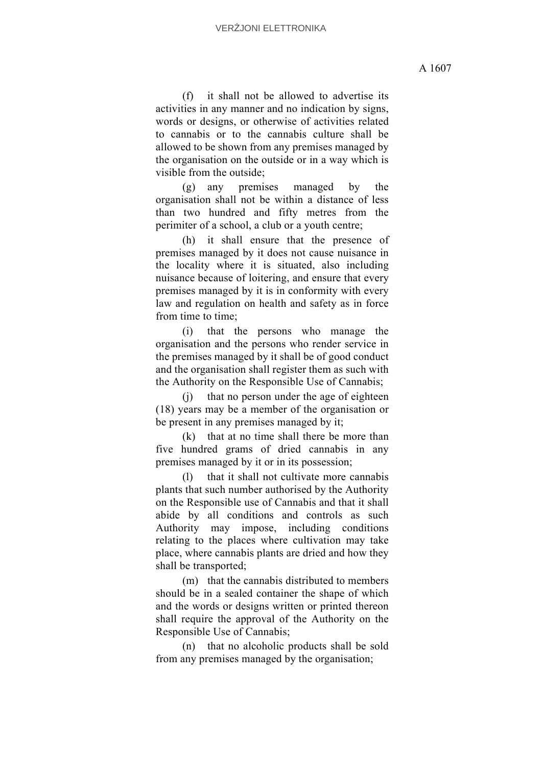(f) it shall not be allowed to advertise its activities in any manner and no indication by signs, words or designs, or otherwise of activities related to cannabis or to the cannabis culture shall be allowed to be shown from any premises managed by the organisation on the outside or in a way which is visible from the outside;

(g) any premises managed by the organisation shall not be within a distance of less than two hundred and fifty metres from the perimiter of a school, a club or a youth centre;

(h) it shall ensure that the presence of premises managed by it does not cause nuisance in the locality where it is situated, also including nuisance because of loitering, and ensure that every premises managed by it is in conformity with every law and regulation on health and safety as in force from time to time;

(i) that the persons who manage the organisation and the persons who render service in the premises managed by it shall be of good conduct and the organisation shall register them as such with the Authority on the Responsible Use of Cannabis;

(j) that no person under the age of eighteen (18) years may be a member of the organisation or be present in any premises managed by it;

(k) that at no time shall there be more than five hundred grams of dried cannabis in any premises managed by it or in its possession;

(l) that it shall not cultivate more cannabis plants that such number authorised by the Authority on the Responsible use of Cannabis and that it shall abide by all conditions and controls as such Authority may impose, including conditions relating to the places where cultivation may take place, where cannabis plants are dried and how they shall be transported;

(m) that the cannabis distributed to members should be in a sealed container the shape of which and the words or designs written or printed thereon shall require the approval of the Authority on the Responsible Use of Cannabis;

(n) that no alcoholic products shall be sold from any premises managed by the organisation;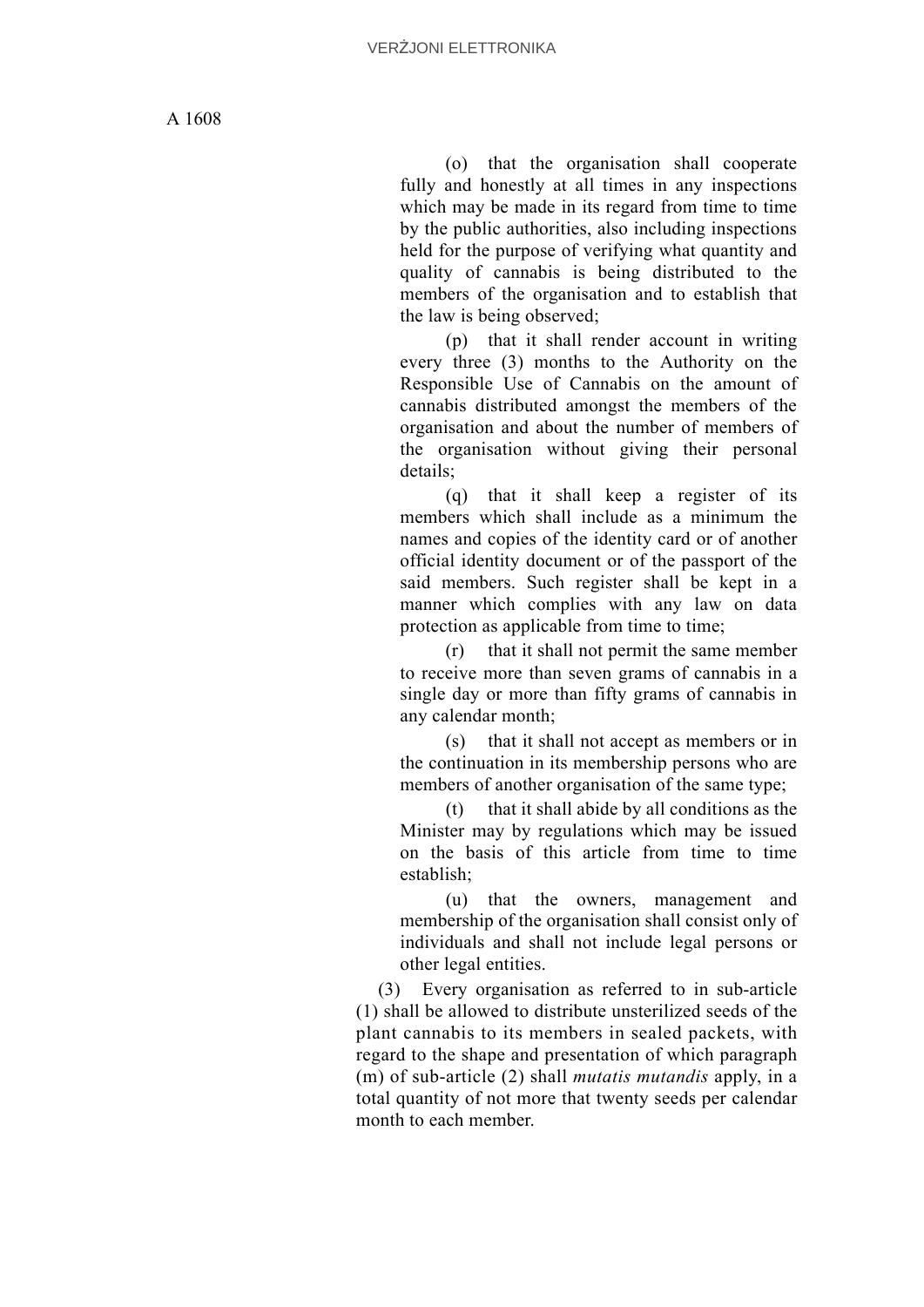(o) that the organisation shall cooperate fully and honestly at all times in any inspections which may be made in its regard from time to time by the public authorities, also including inspections held for the purpose of verifying what quantity and quality of cannabis is being distributed to the members of the organisation and to establish that the law is being observed;

(p) that it shall render account in writing every three (3) months to the Authority on the Responsible Use of Cannabis on the amount of cannabis distributed amongst the members of the organisation and about the number of members of the organisation without giving their personal details;

(q) that it shall keep a register of its members which shall include as a minimum the names and copies of the identity card or of another official identity document or of the passport of the said members. Such register shall be kept in a manner which complies with any law on data protection as applicable from time to time;

(r) that it shall not permit the same member to receive more than seven grams of cannabis in a single day or more than fifty grams of cannabis in any calendar month;

(s) that it shall not accept as members or in the continuation in its membership persons who are members of another organisation of the same type;

(t) that it shall abide by all conditions as the Minister may by regulations which may be issued on the basis of this article from time to time establish;

(u) that the owners, management and membership of the organisation shall consist only of individuals and shall not include legal persons or other legal entities.

(3) Every organisation as referred to in sub-article (1) shall be allowed to distribute unsterilized seeds of the plant cannabis to its members in sealed packets, with regard to the shape and presentation of which paragraph (m) of sub-article (2) shall *mutatis mutandis* apply, in a total quantity of not more that twenty seeds per calendar month to each member.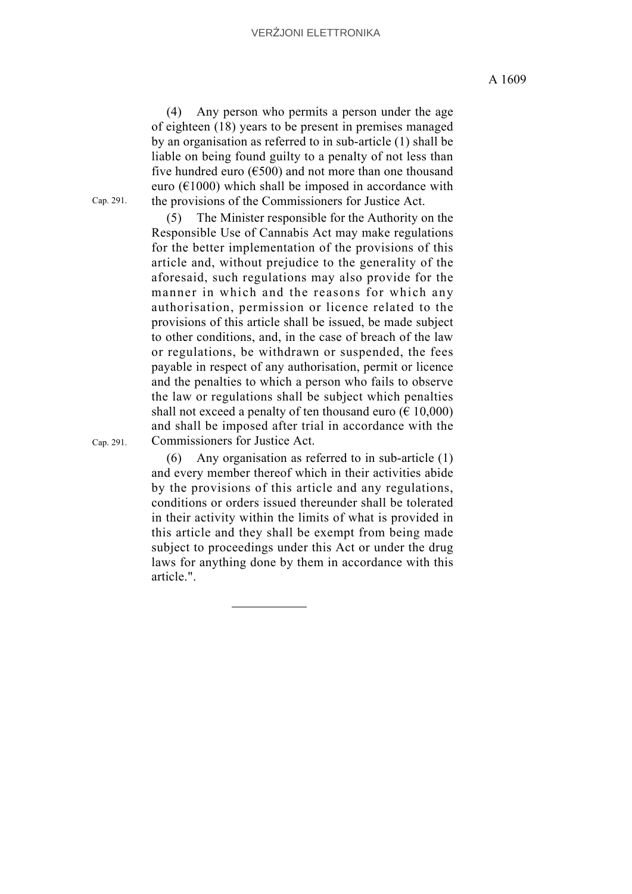(4) Any person who permits a person under the age of eighteen (18) years to be present in premises managed by an organisation as referred to in sub-article (1) shall be liable on being found guilty to a penalty of not less than five hundred euro (€500) and not more than one thousand euro (€1000) which shall be imposed in accordance with the provisions of the Commissioners for Justice Act.

Cap. 291.

(5) The Minister responsible for the Authority on the Responsible Use of Cannabis Act may make regulations for the better implementation of the provisions of this article and, without prejudice to the generality of the aforesaid, such regulations may also provide for the manner in which and the reasons for which any authorisation, permission or licence related to the provisions of this article shall be issued, be made subject to other conditions, and, in the case of breach of the law or regulations, be withdrawn or suspended, the fees payable in respect of any authorisation, permit or licence and the penalties to which a person who fails to observe the law or regulations shall be subject which penalties shall not exceed a penalty of ten thousand euro (€ 10,000) and shall be imposed after trial in accordance with the Commissioners for Justice Act.

Cap. 291.

(6) Any organisation as referred to in sub-article (1) and every member thereof which in their activities abide by the provisions of this article and any regulations, conditions or orders issued thereunder shall be tolerated in their activity within the limits of what is provided in this article and they shall be exempt from being made subject to proceedings under this Act or under the drug laws for anything done by them in accordance with this article.".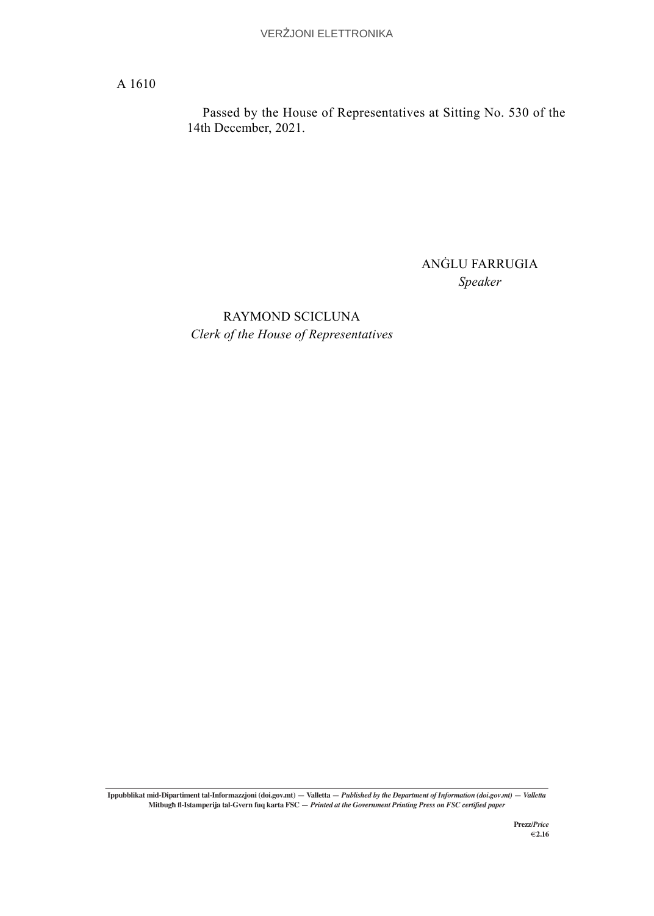Passed by the House of Representatives at Sitting No. 530 of the 14th December, 2021.

ANĠLU FARRUGIA
*Speaker*

RAYMOND SCICLUNA
*Clerk of the House of Representatives*

**Ippubblikat mid-Dipartiment tal-Informazzjoni (doi.gov.mt) — Valletta —** ***Published by the Department of Information (doi.gov.mt) — Valletta***
**Mitbugħ fl-Istamperija tal-Gvern fuq karta FSC —** ***Printed at the Government Printing Press on FSC certified paper***

**Prezz/*Price***
**€2.16**